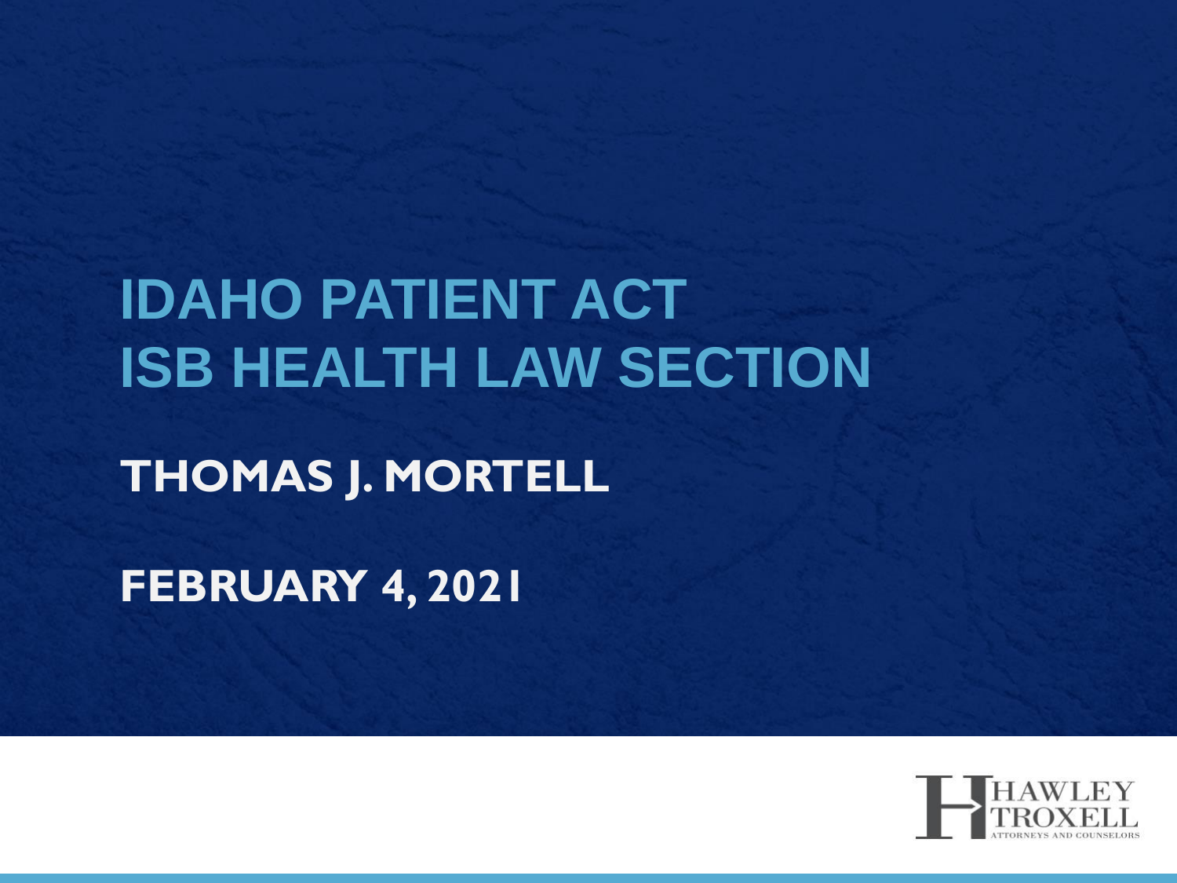# IDAHO PATIENT ACT
# ISB HEALTH LAW SECTION

**THOMAS J. MORTELL**

**FEBRUARY 4, 2021**

HAWLEY TROXELL
ATTORNEYS AND COUNSELORS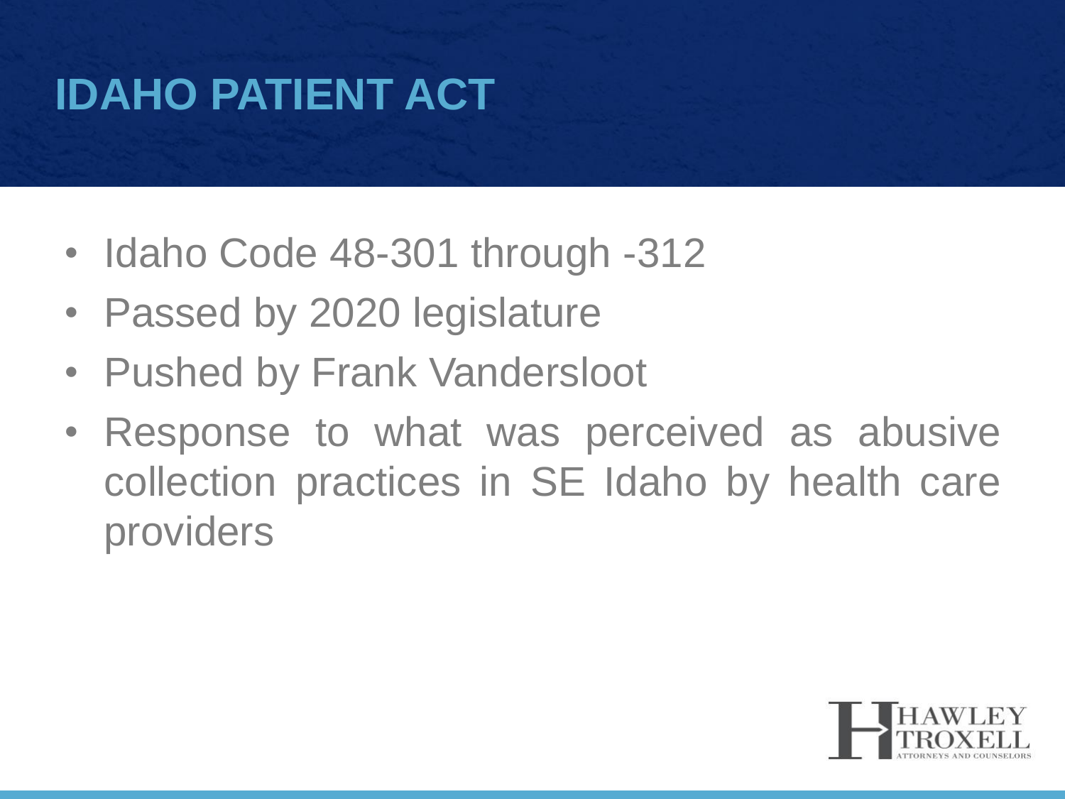# IDAHO PATIENT ACT

- Idaho Code 48-301 through -312
- Passed by 2020 legislature
- Pushed by Frank Vandersloot
- Response to what was perceived as abusive collection practices in SE Idaho by health care providers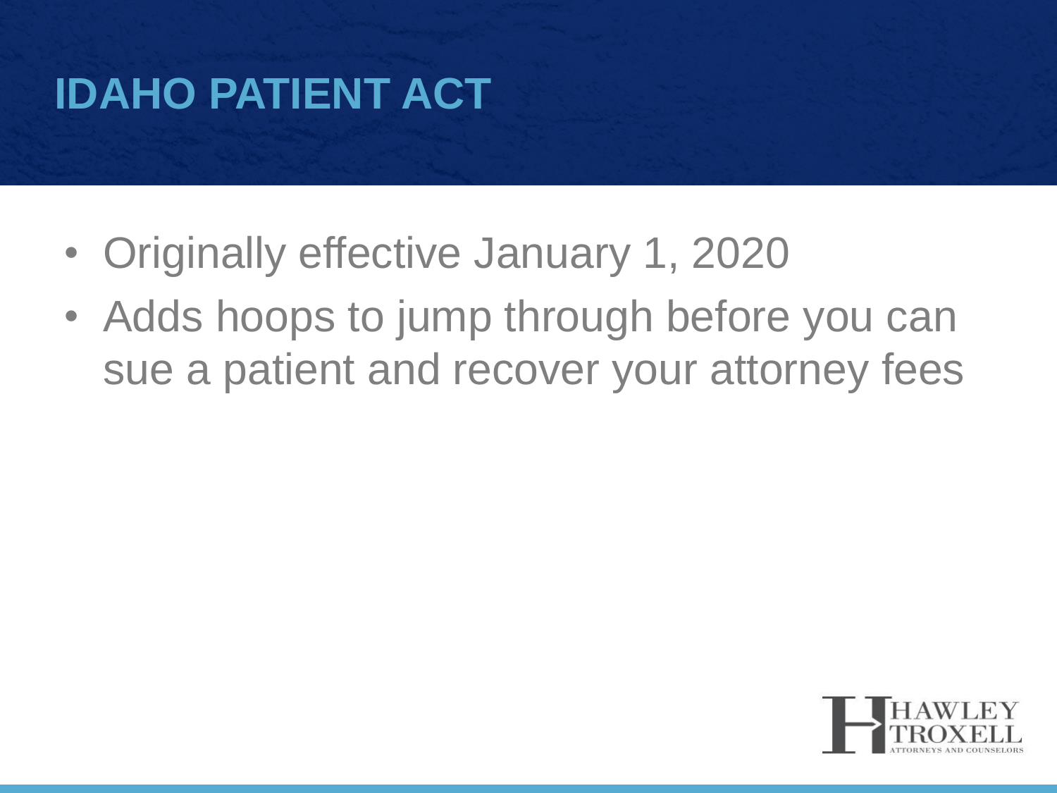# IDAHO PATIENT ACT

- Originally effective January 1, 2020
- Adds hoops to jump through before you can sue a patient and recover your attorney fees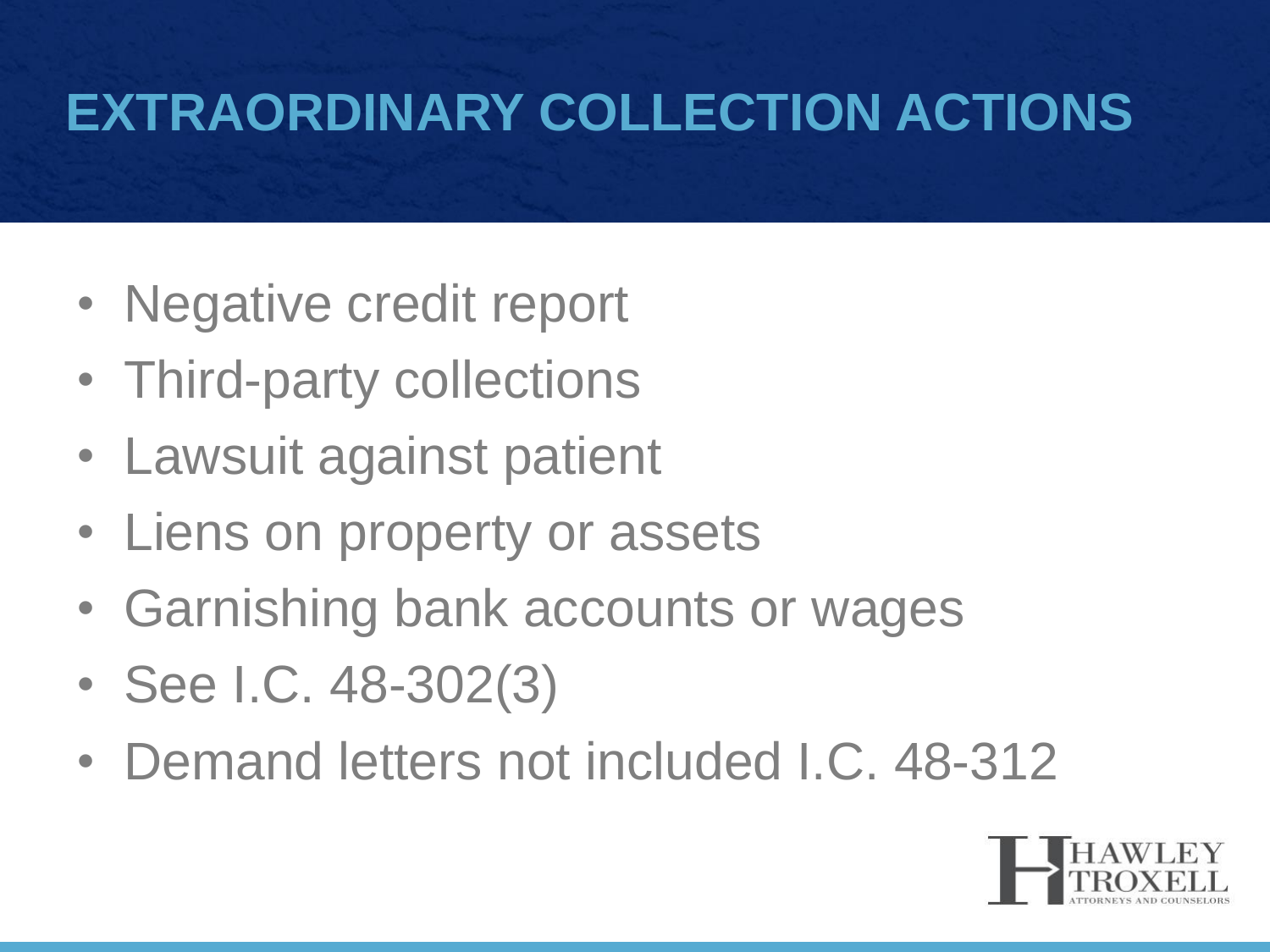# EXTRAORDINARY COLLECTION ACTIONS

- Negative credit report
- Third-party collections
- Lawsuit against patient
- Liens on property or assets
- Garnishing bank accounts or wages
- See I.C. 48-302(3)
- Demand letters not included I.C. 48-312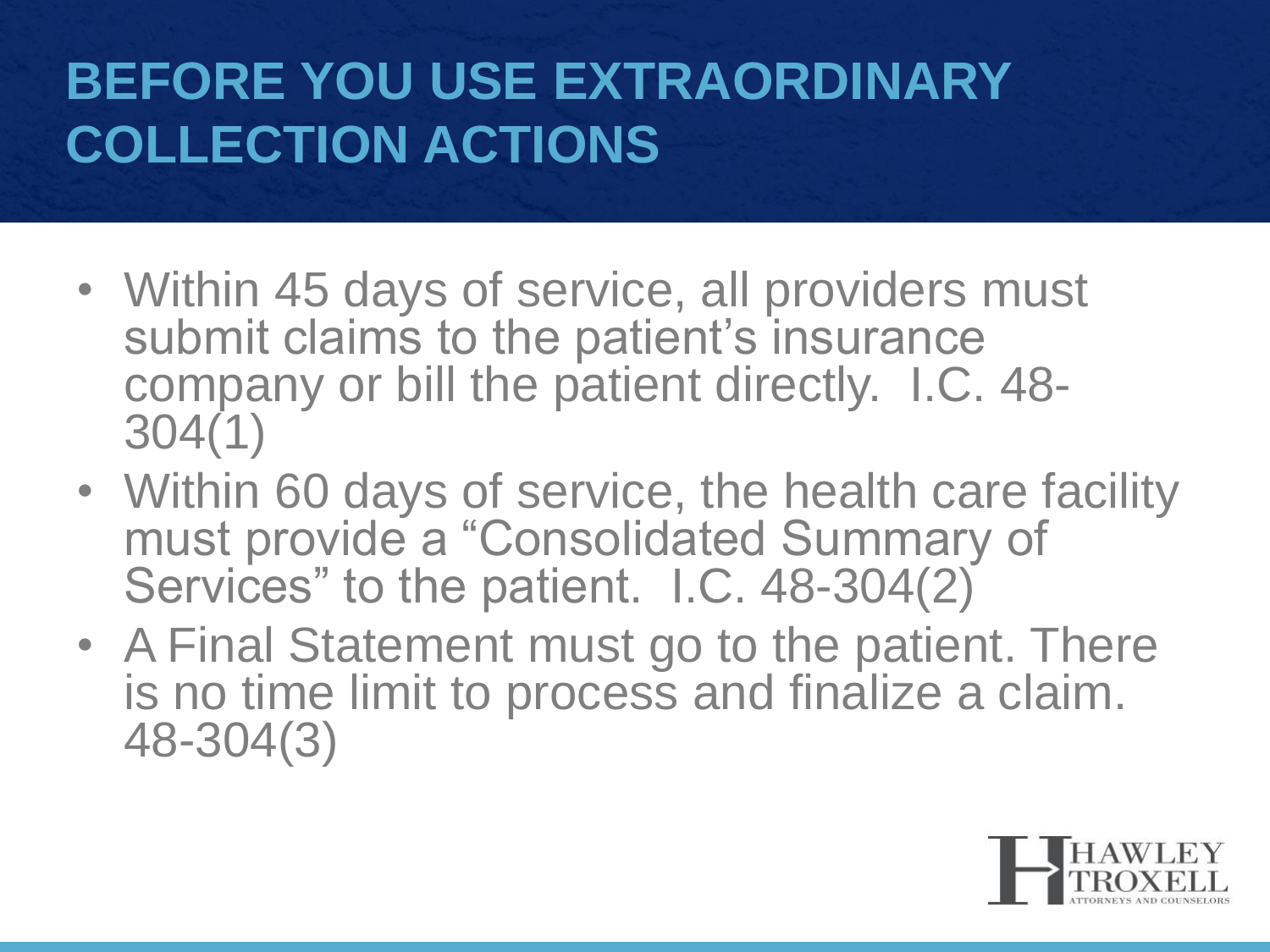# BEFORE YOU USE EXTRAORDINARY COLLECTION ACTIONS

- Within 45 days of service, all providers must submit claims to the patient's insurance company or bill the patient directly. I.C. 48-304(1)
- Within 60 days of service, the health care facility must provide a "Consolidated Summary of Services" to the patient. I.C. 48-304(2)
- A Final Statement must go to the patient. There is no time limit to process and finalize a claim. 48-304(3)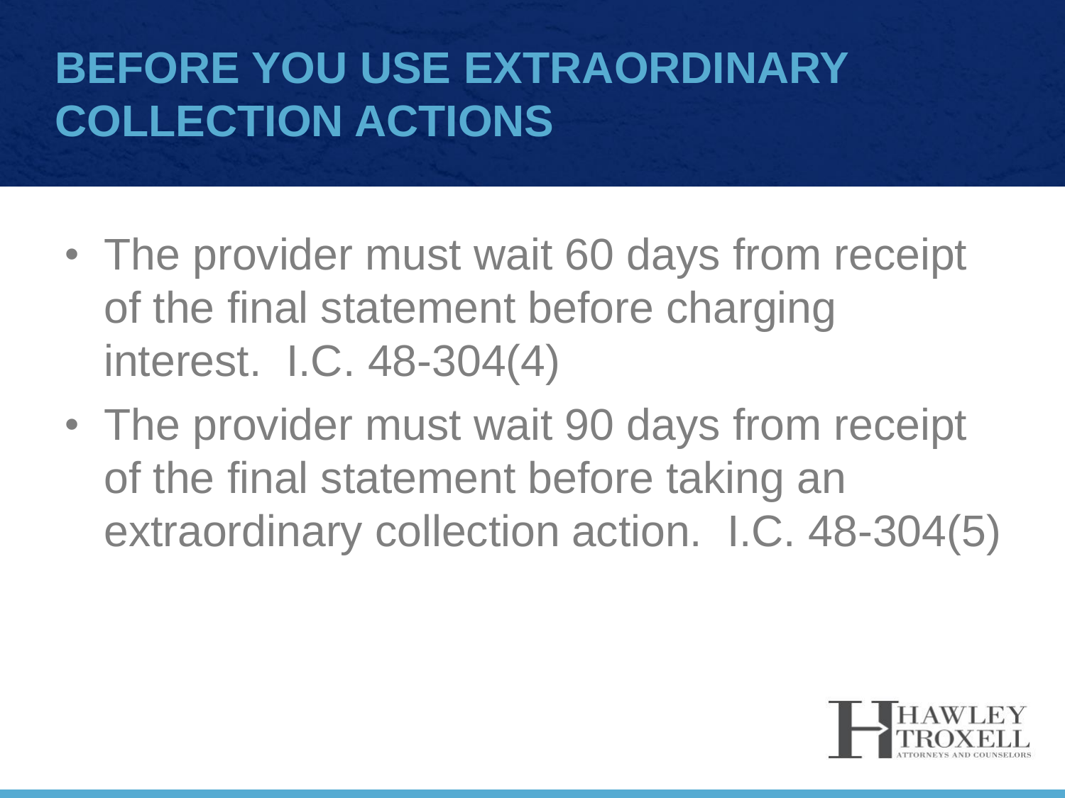# BEFORE YOU USE EXTRAORDINARY COLLECTION ACTIONS

- The provider must wait 60 days from receipt of the final statement before charging interest. I.C. 48-304(4)
- The provider must wait 90 days from receipt of the final statement before taking an extraordinary collection action. I.C. 48-304(5)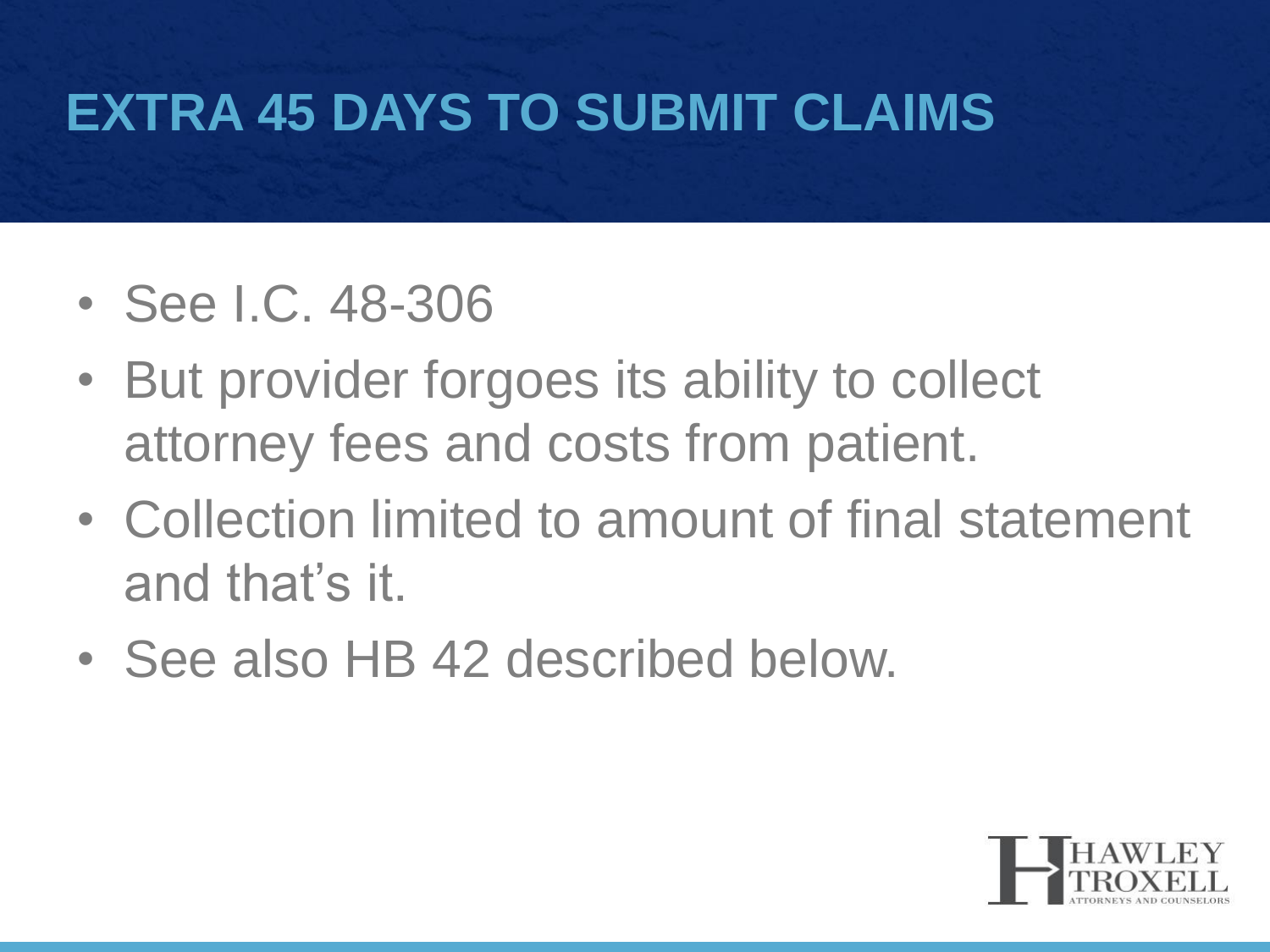# EXTRA 45 DAYS TO SUBMIT CLAIMS

- See I.C. 48-306
- But provider forgoes its ability to collect attorney fees and costs from patient.
- Collection limited to amount of final statement and that's it.
- See also HB 42 described below.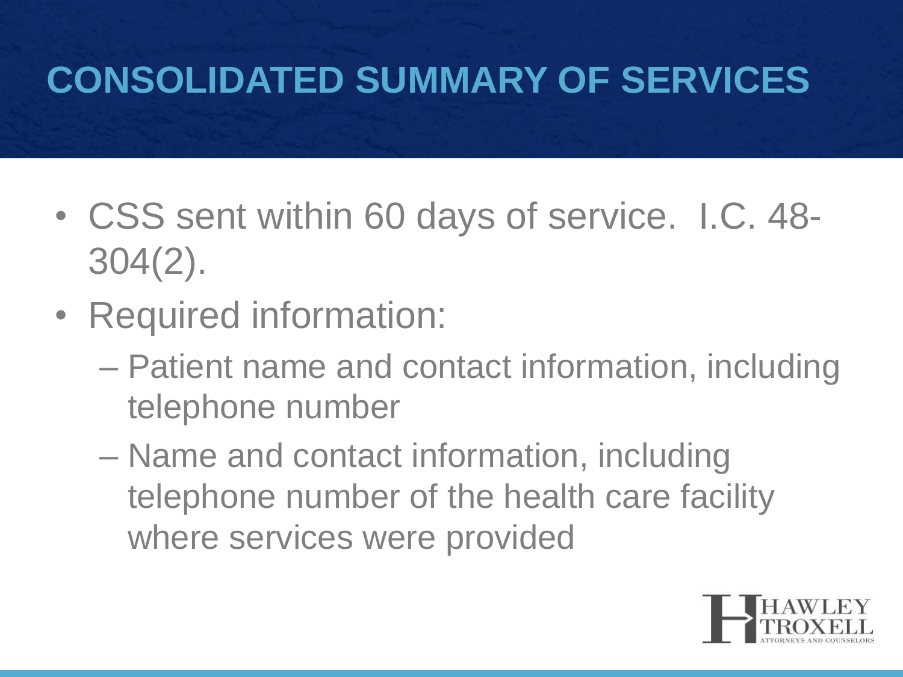# CONSOLIDATED SUMMARY OF SERVICES

- CSS sent within 60 days of service. I.C. 48-304(2).
- Required information:
  - Patient name and contact information, including telephone number
  - Name and contact information, including telephone number of the health care facility where services were provided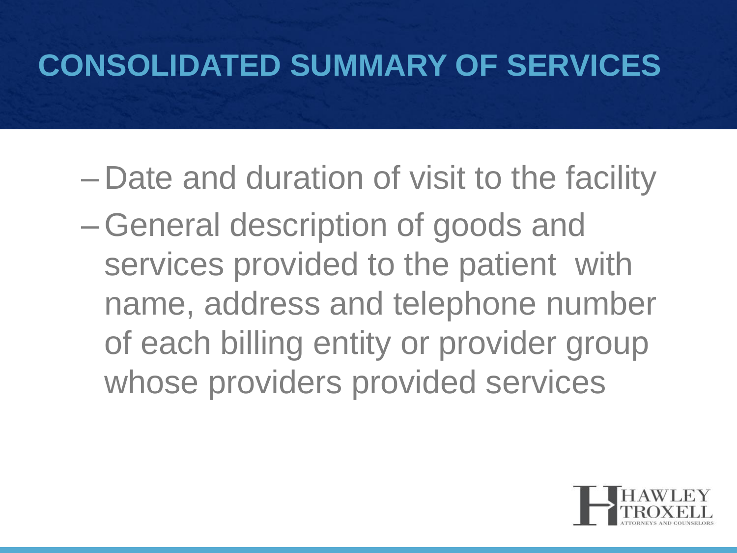# CONSOLIDATED SUMMARY OF SERVICES

- Date and duration of visit to the facility
- General description of goods and services provided to the patient with name, address and telephone number of each billing entity or provider group whose providers provided services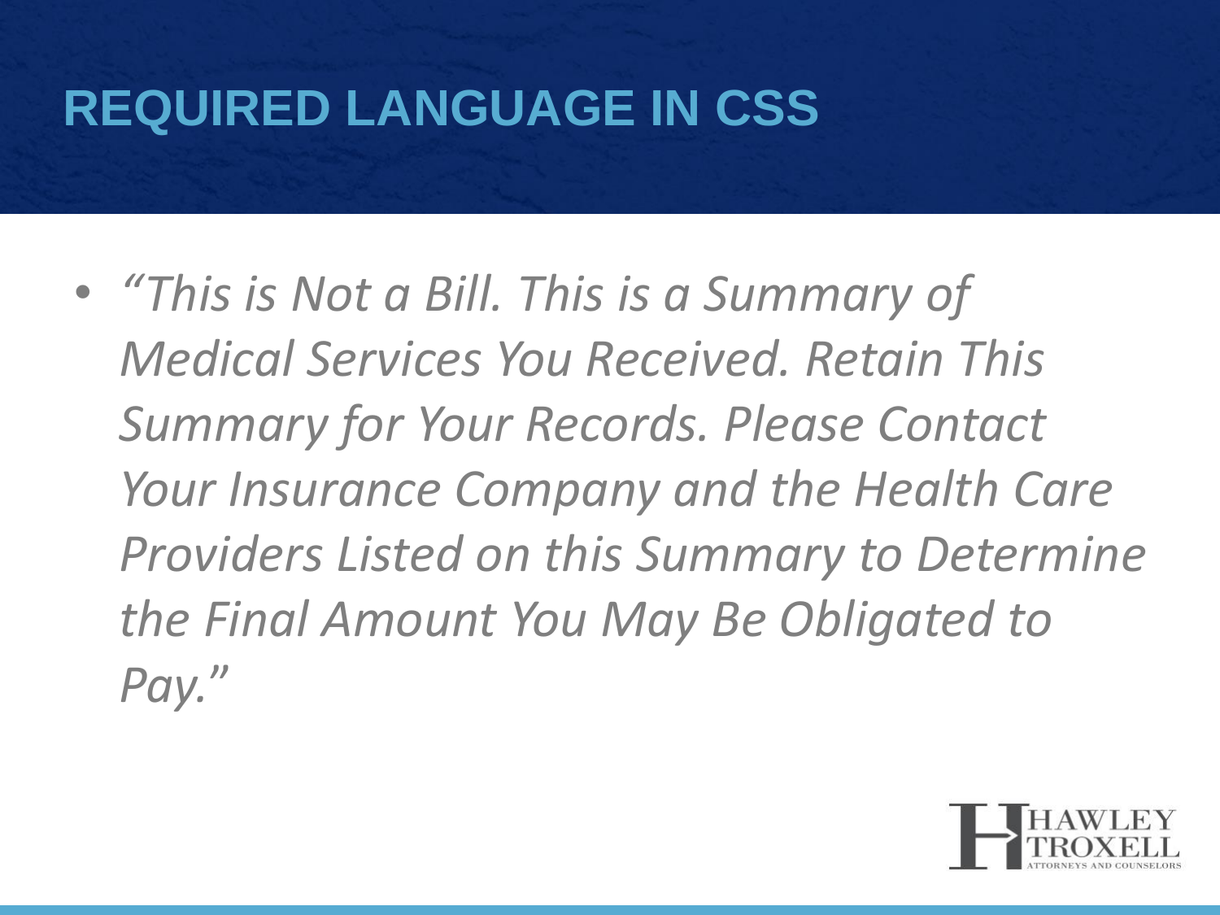# REQUIRED LANGUAGE IN CSS

- *"This is Not a Bill. This is a Summary of Medical Services You Received. Retain This Summary for Your Records. Please Contact Your Insurance Company and the Health Care Providers Listed on this Summary to Determine the Final Amount You May Be Obligated to Pay."*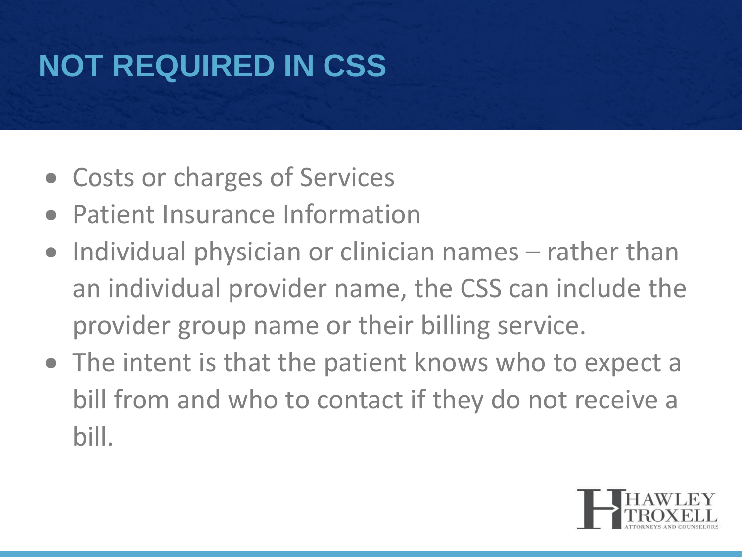# NOT REQUIRED IN CSS

- Costs or charges of Services
- Patient Insurance Information
- Individual physician or clinician names – rather than an individual provider name, the CSS can include the provider group name or their billing service.
- The intent is that the patient knows who to expect a bill from and who to contact if they do not receive a bill.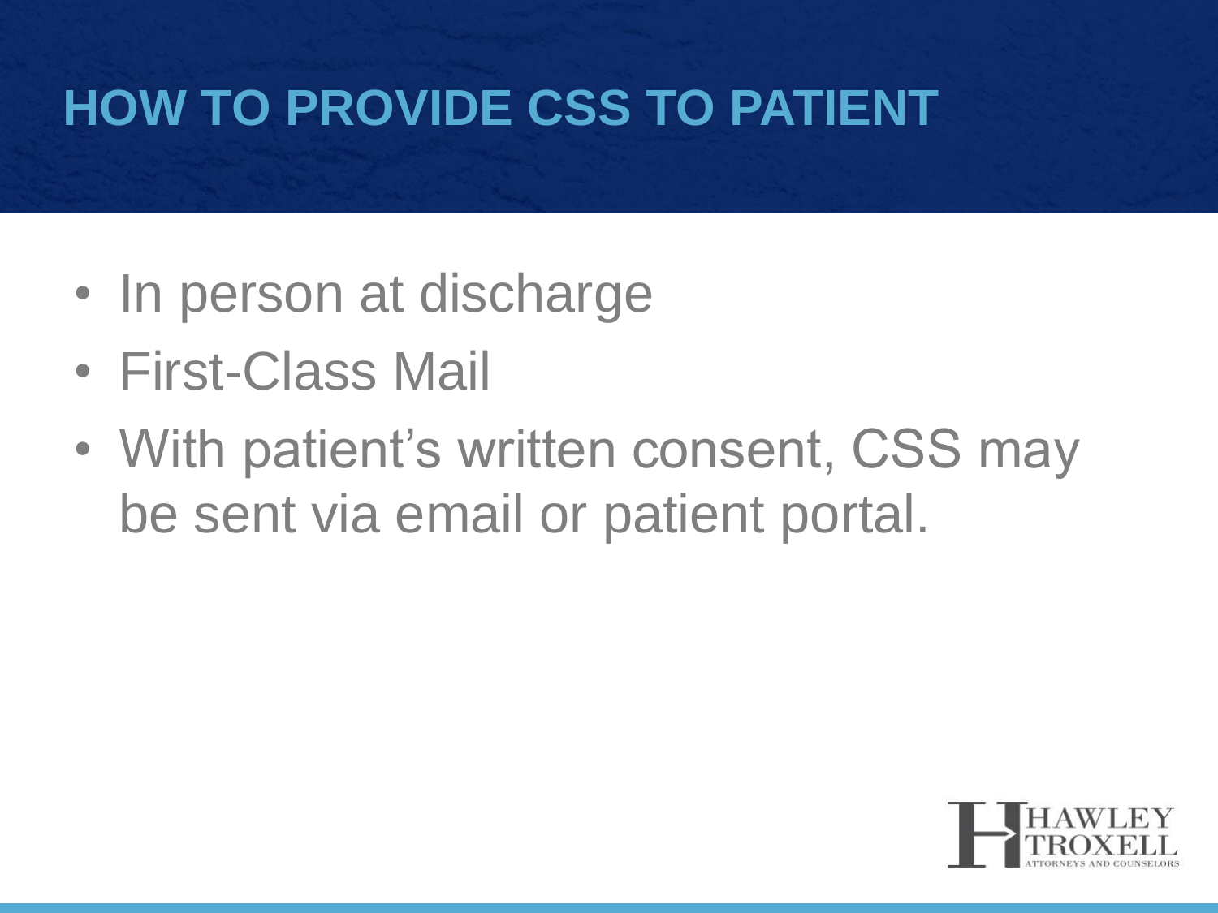# HOW TO PROVIDE CSS TO PATIENT

- In person at discharge
- First-Class Mail
- With patient's written consent, CSS may be sent via email or patient portal.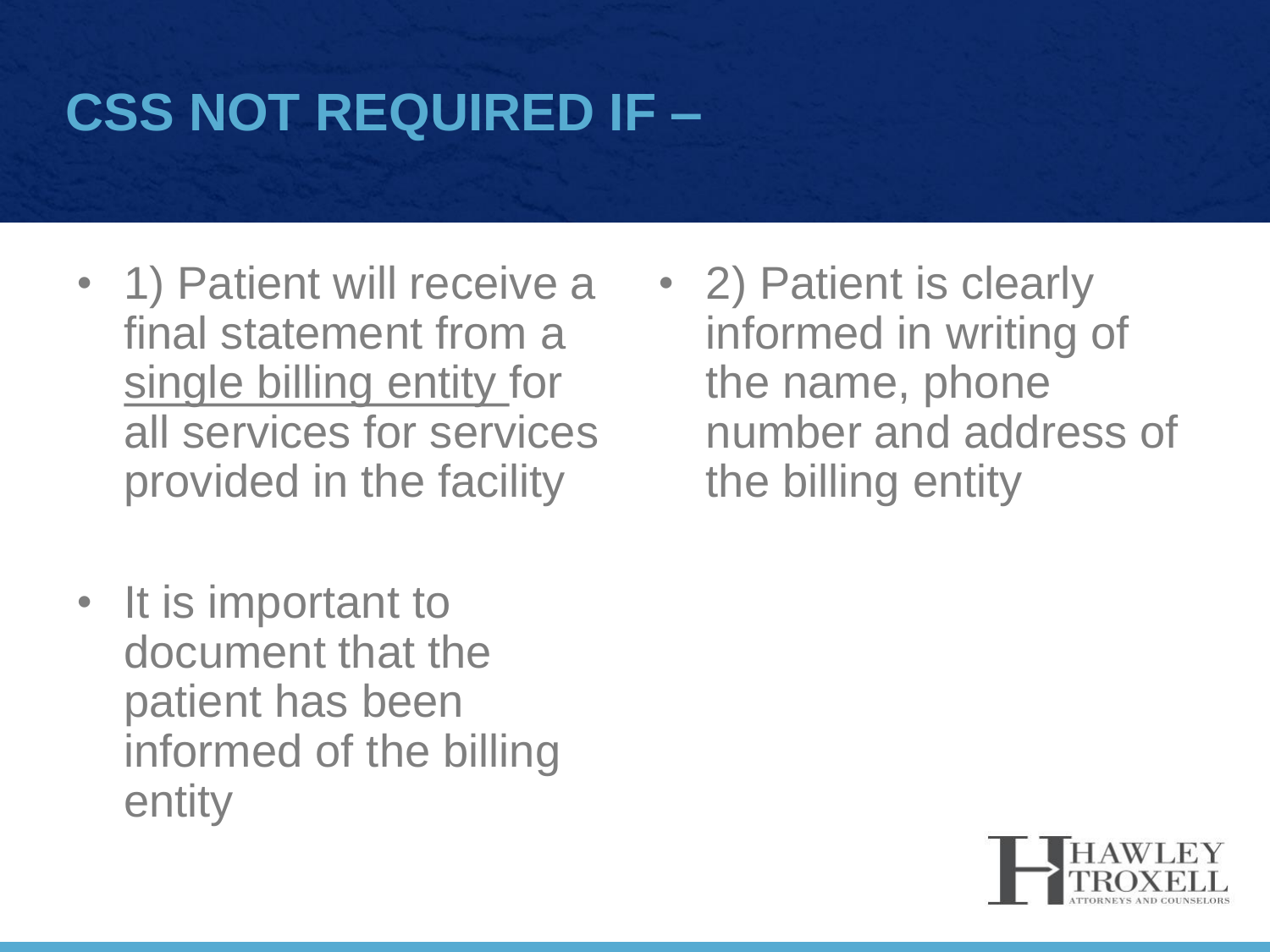# CSS NOT REQUIRED IF –

- 1) Patient will receive a final statement from a <u>single billing entity</u> for all services for services provided in the facility
- 2) Patient is clearly informed in writing of the name, phone number and address of the billing entity
- It is important to document that the patient has been informed of the billing entity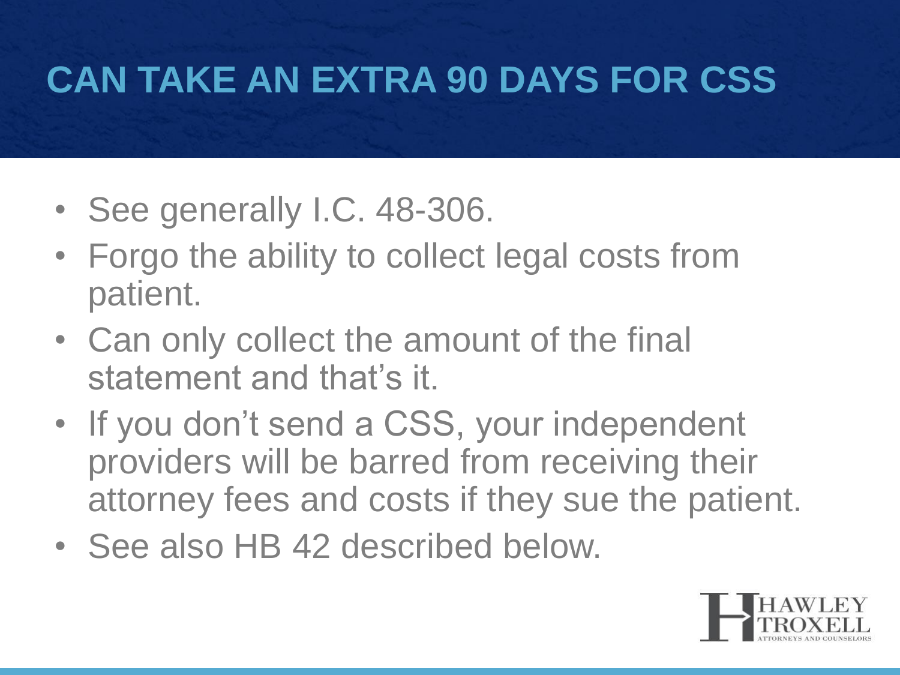# CAN TAKE AN EXTRA 90 DAYS FOR CSS

- See generally I.C. 48-306.
- Forgo the ability to collect legal costs from patient.
- Can only collect the amount of the final statement and that's it.
- If you don't send a CSS, your independent providers will be barred from receiving their attorney fees and costs if they sue the patient.
- See also HB 42 described below.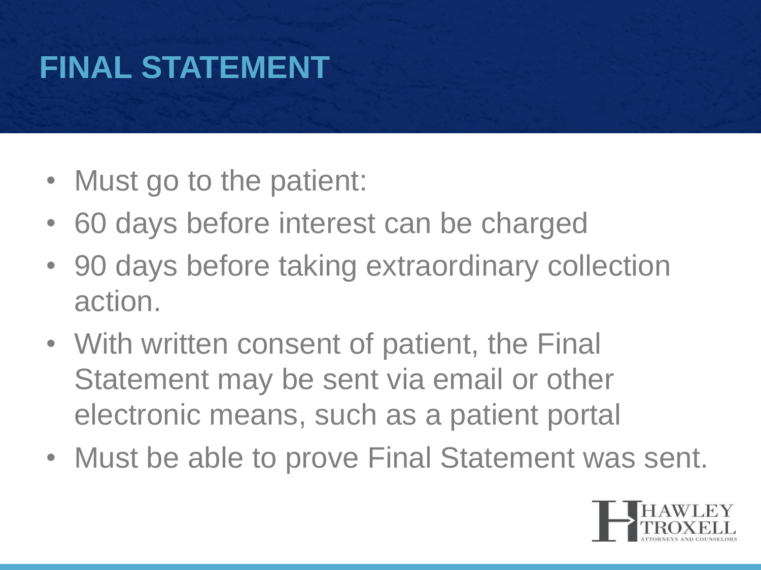# FINAL STATEMENT

- Must go to the patient:
- 60 days before interest can be charged
- 90 days before taking extraordinary collection action.
- With written consent of patient, the Final Statement may be sent via email or other electronic means, such as a patient portal
- Must be able to prove Final Statement was sent.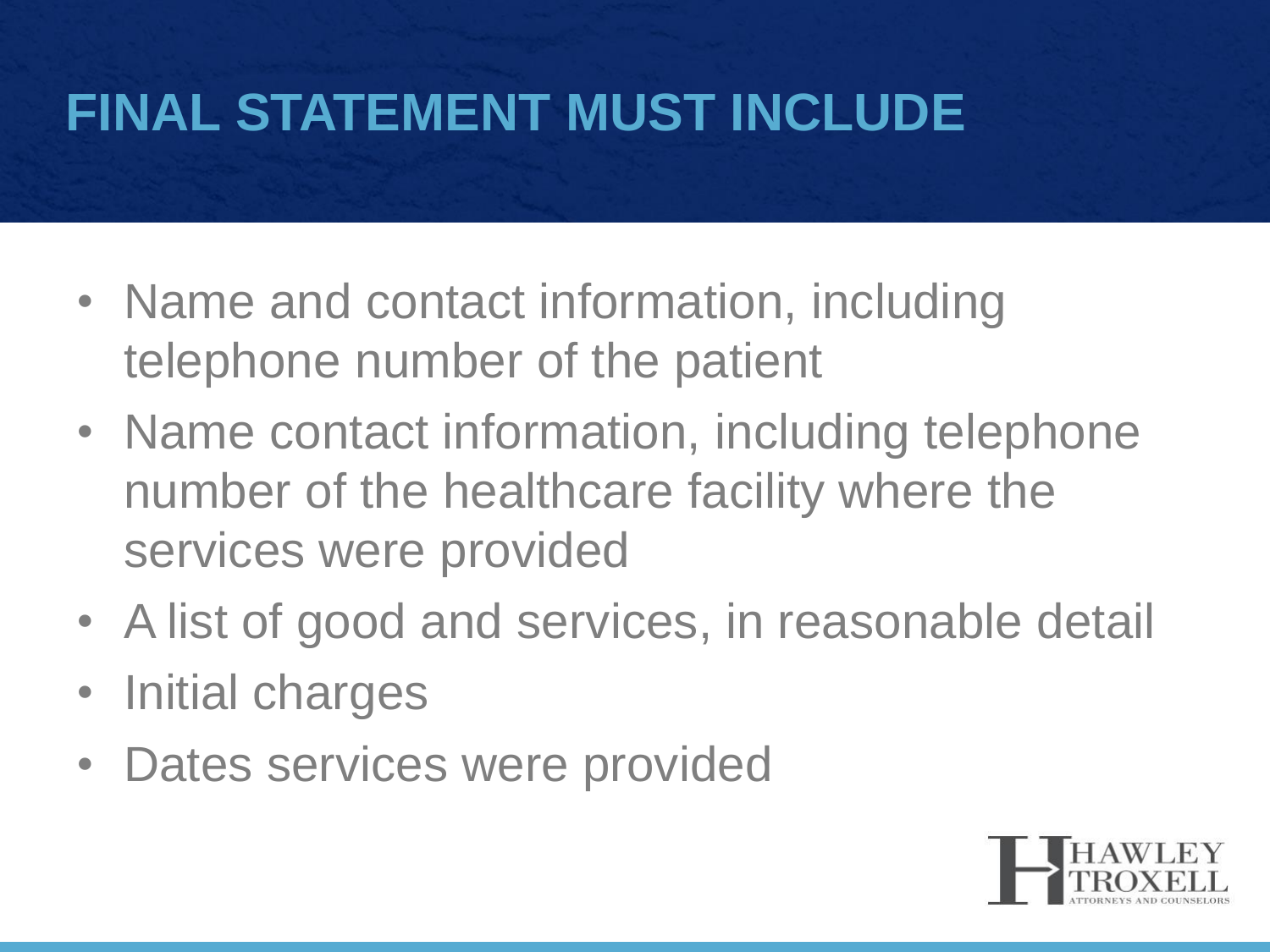# FINAL STATEMENT MUST INCLUDE

- Name and contact information, including telephone number of the patient
- Name contact information, including telephone number of the healthcare facility where the services were provided
- A list of good and services, in reasonable detail
- Initial charges
- Dates services were provided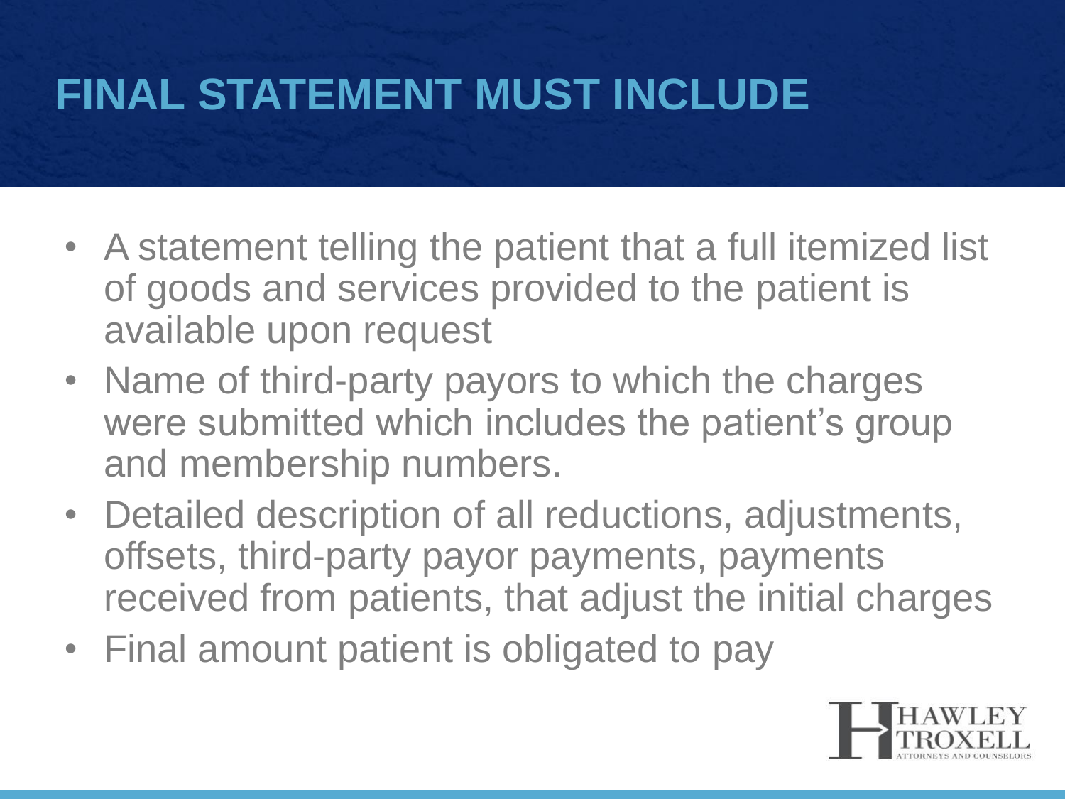# FINAL STATEMENT MUST INCLUDE

- A statement telling the patient that a full itemized list of goods and services provided to the patient is available upon request
- Name of third-party payors to which the charges were submitted which includes the patient's group and membership numbers.
- Detailed description of all reductions, adjustments, offsets, third-party payor payments, payments received from patients, that adjust the initial charges
- Final amount patient is obligated to pay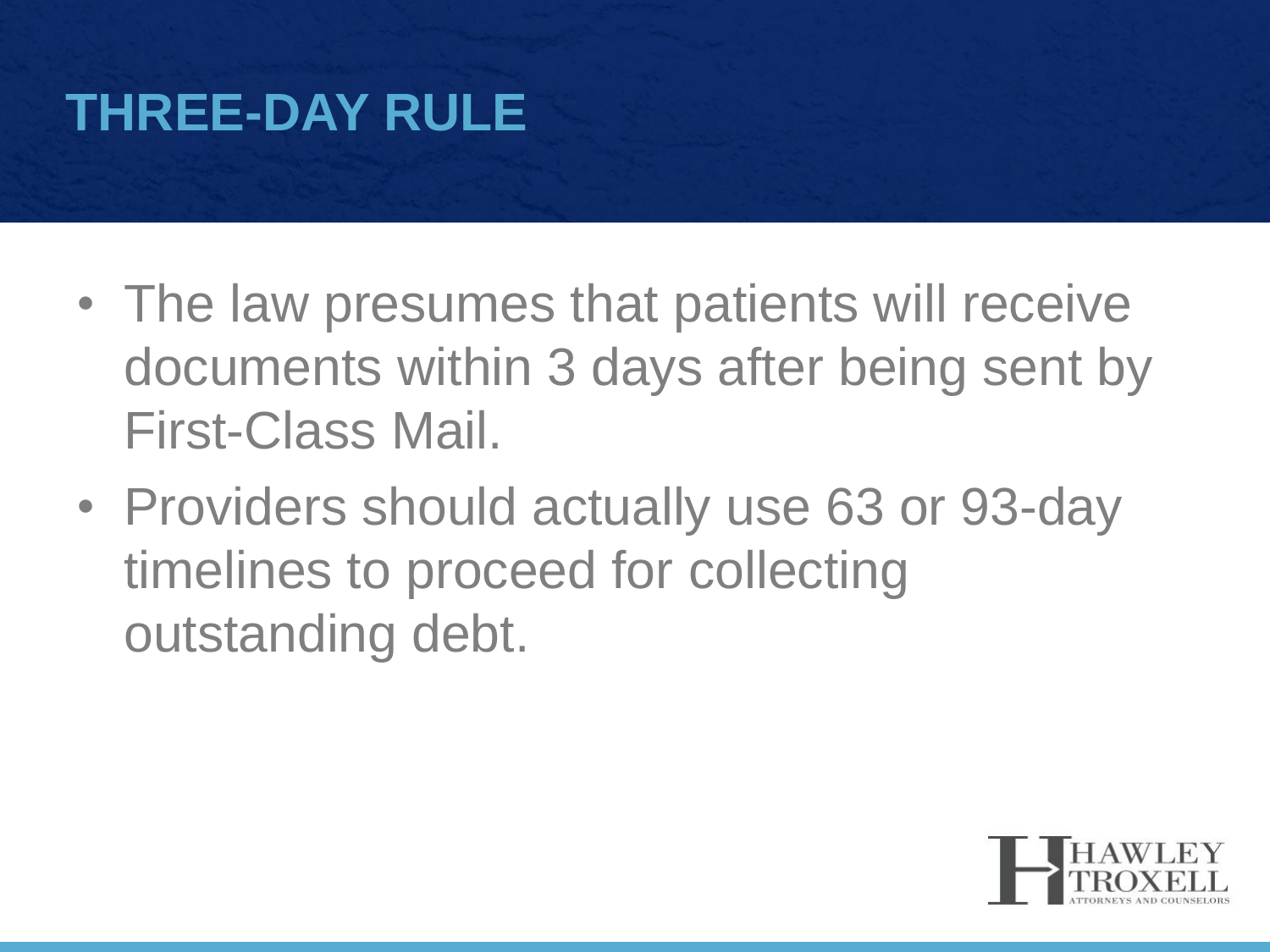# THREE-DAY RULE

- The law presumes that patients will receive documents within 3 days after being sent by First-Class Mail.
- Providers should actually use 63 or 93-day timelines to proceed for collecting outstanding debt.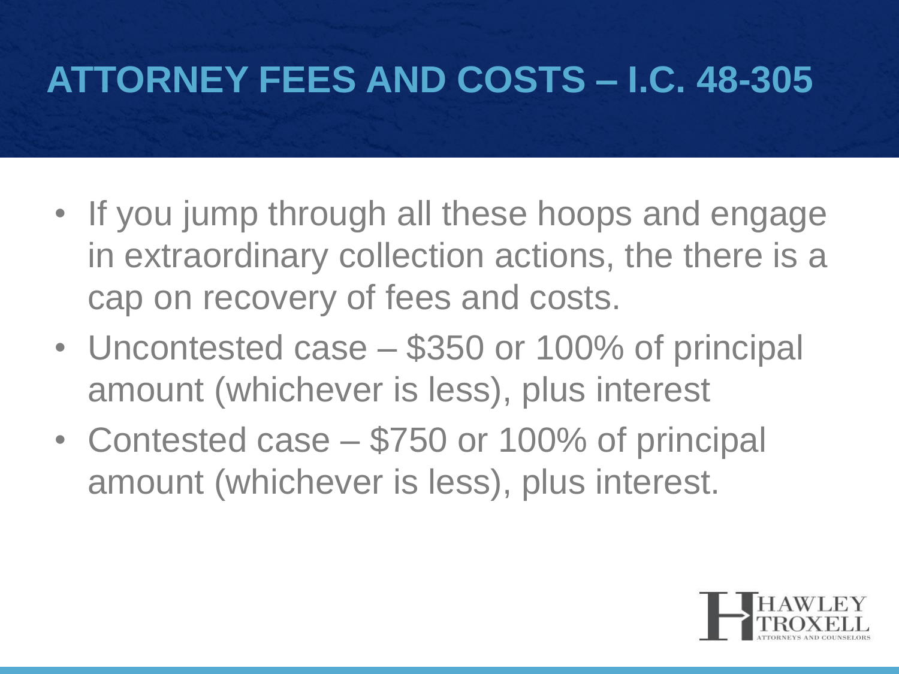# ATTORNEY FEES AND COSTS – I.C. 48-305

- If you jump through all these hoops and engage in extraordinary collection actions, the there is a cap on recovery of fees and costs.
- Uncontested case – $350 or 100% of principal amount (whichever is less), plus interest
- Contested case – $750 or 100% of principal amount (whichever is less), plus interest.

HAWLEY TROXELL
ATTORNEYS AND COUNSELORS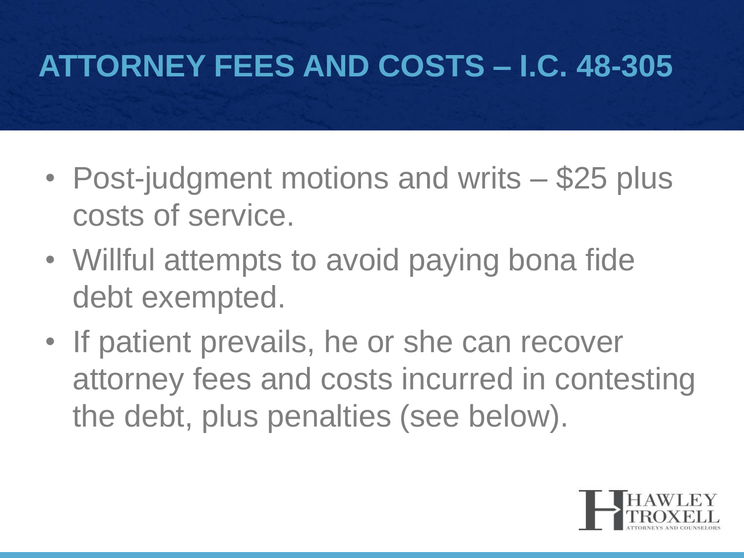# ATTORNEY FEES AND COSTS – I.C. 48-305

- Post-judgment motions and writs – $25 plus costs of service.
- Willful attempts to avoid paying bona fide debt exempted.
- If patient prevails, he or she can recover attorney fees and costs incurred in contesting the debt, plus penalties (see below).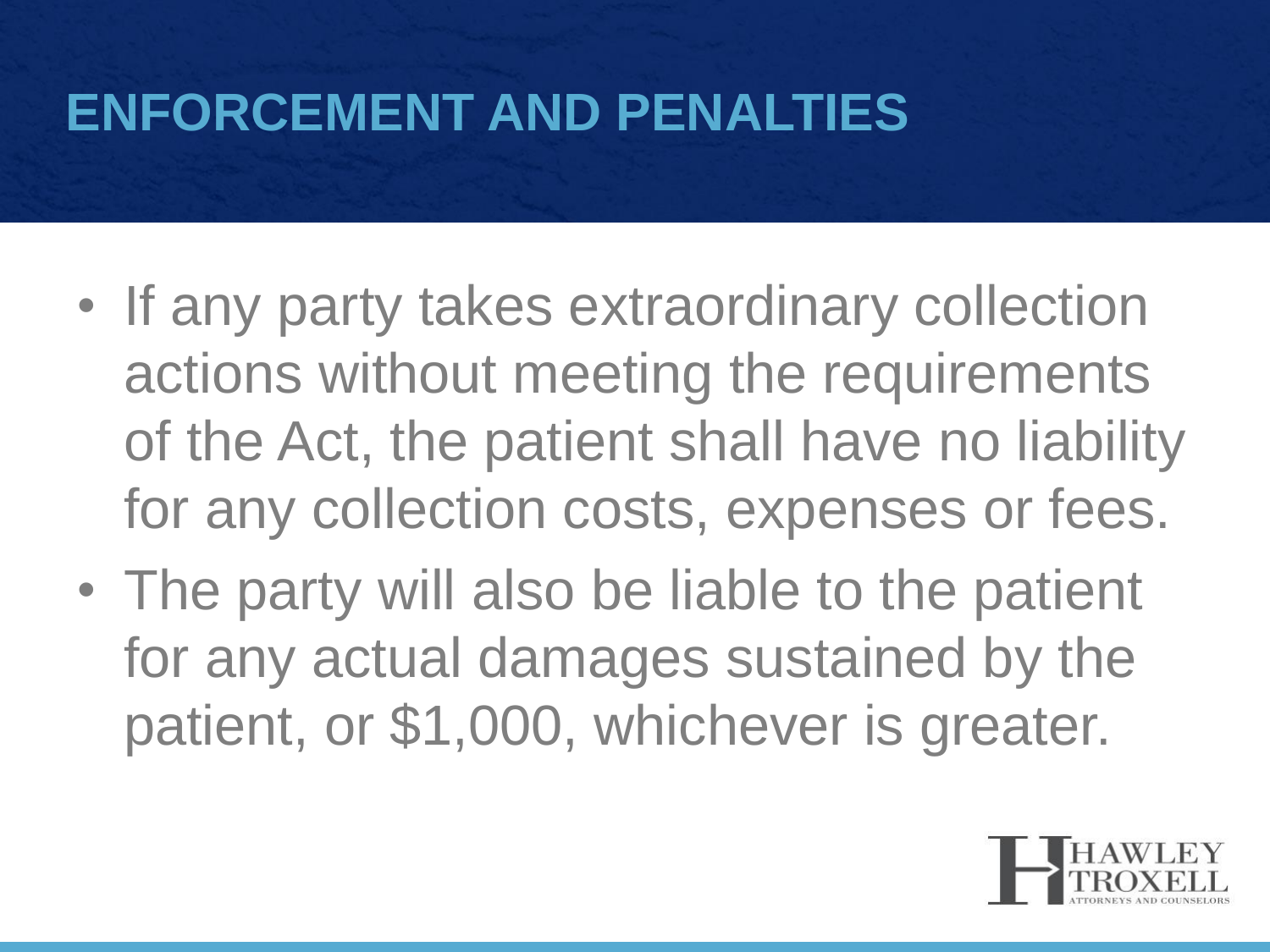# ENFORCEMENT AND PENALTIES

- If any party takes extraordinary collection actions without meeting the requirements of the Act, the patient shall have no liability for any collection costs, expenses or fees.
- The party will also be liable to the patient for any actual damages sustained by the patient, or $1,000, whichever is greater.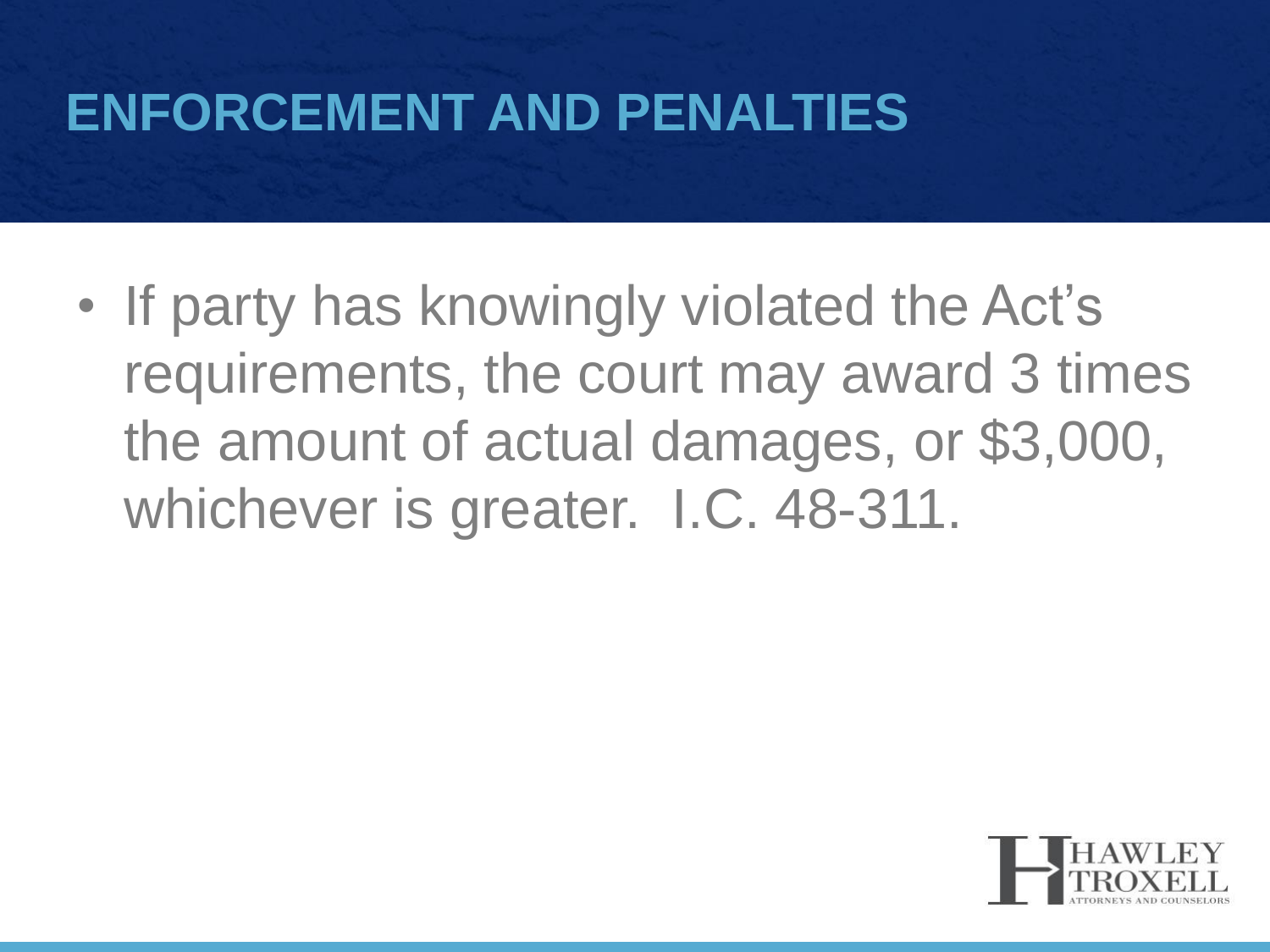# ENFORCEMENT AND PENALTIES

- If party has knowingly violated the Act's requirements, the court may award 3 times the amount of actual damages, or $3,000, whichever is greater. I.C. 48-311.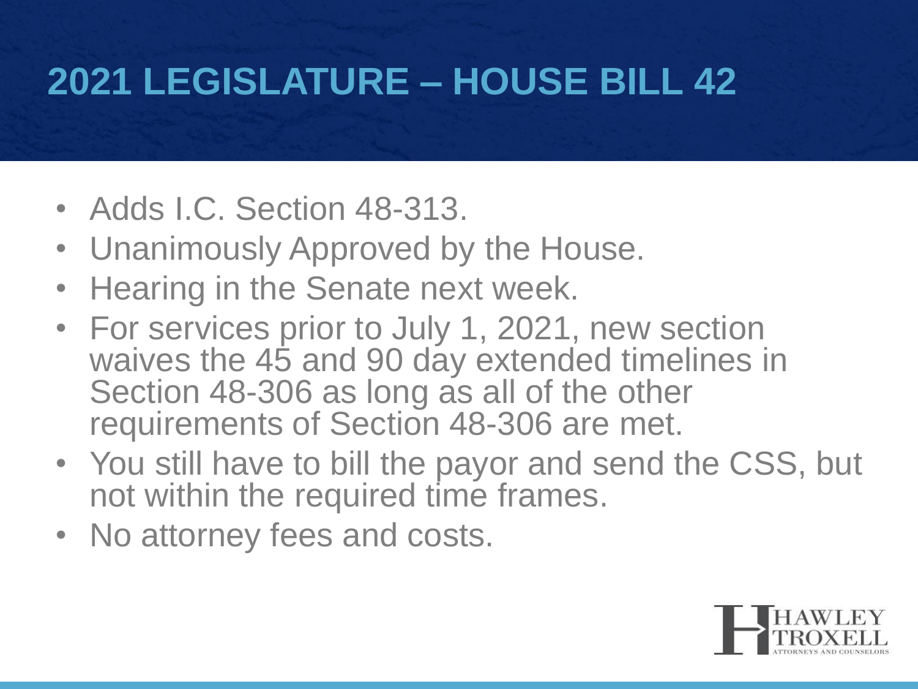# 2021 LEGISLATURE – HOUSE BILL 42

- Adds I.C. Section 48-313.
- Unanimously Approved by the House.
- Hearing in the Senate next week.
- For services prior to July 1, 2021, new section waives the 45 and 90 day extended timelines in Section 48-306 as long as all of the other requirements of Section 48-306 are met.
- You still have to bill the payor and send the CSS, but not within the required time frames.
- No attorney fees and costs.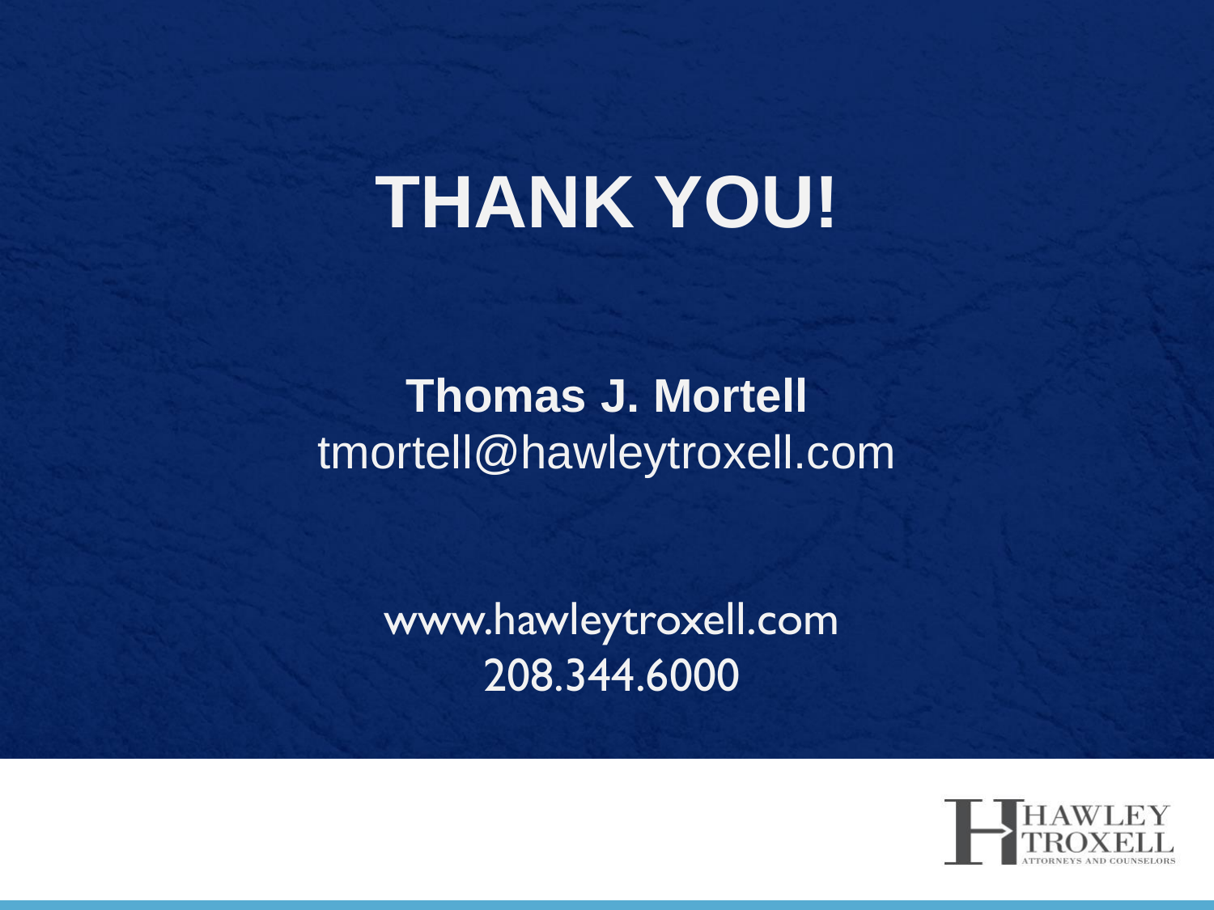# THANK YOU!

**Thomas J. Mortell**
tmortell@hawleytroxell.com

www.hawleytroxell.com
208.344.6000

HAWLEY TROXELL
ATTORNEYS AND COUNSELORS